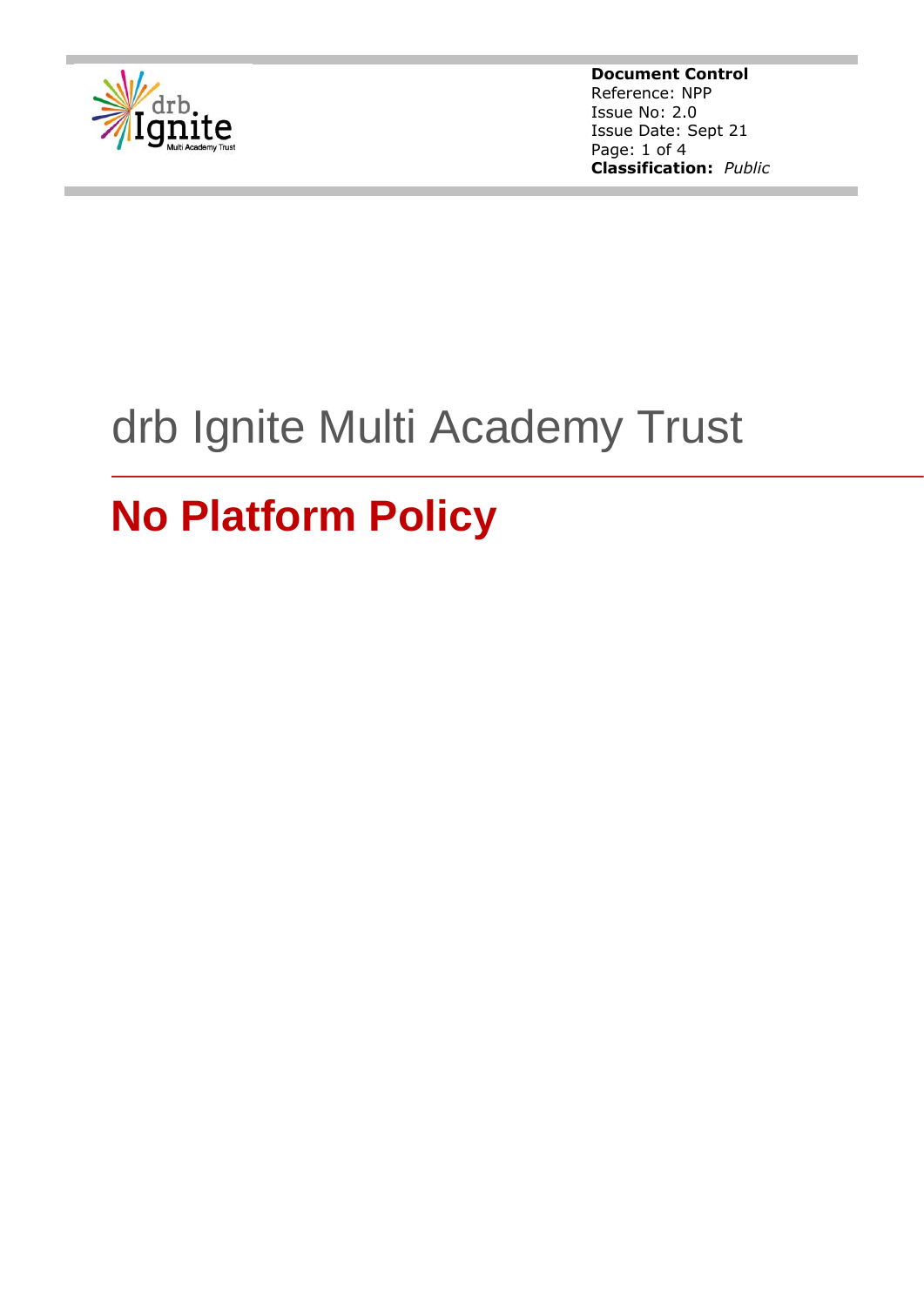**Document Control**
Reference: NPP
Issue No: 2.0
Issue Date: Sept 21
**Classification:** *Public*

# drb Ignite Multi Academy Trust

## No Platform Policy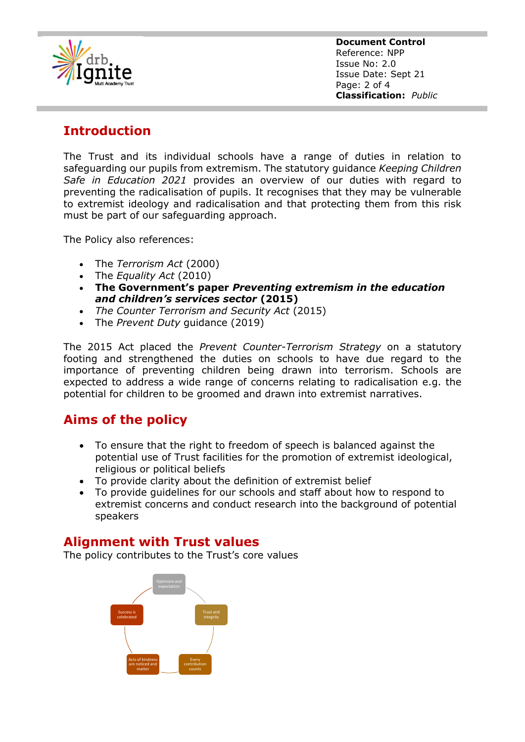## Introduction

The Trust and its individual schools have a range of duties in relation to safeguarding our pupils from extremism. The statutory guidance *Keeping Children Safe in Education 2021* provides an overview of our duties with regard to preventing the radicalisation of pupils. It recognises that they may be vulnerable to extremist ideology and radicalisation and that protecting them from this risk must be part of our safeguarding approach.

The Policy also references:

- The *Terrorism Act* (2000)
- The *Equality Act* (2010)
- **The Government's paper *Preventing extremism in the education and children's services sector* (2015)**
- *The Counter Terrorism and Security Act* (2015)
- The *Prevent Duty* guidance (2019)

The 2015 Act placed the *Prevent Counter-Terrorism Strategy* on a statutory footing and strengthened the duties on schools to have due regard to the importance of preventing children being drawn into terrorism. Schools are expected to address a wide range of concerns relating to radicalisation e.g. the potential for children to be groomed and drawn into extremist narratives.

## Aims of the policy

- To ensure that the right to freedom of speech is balanced against the potential use of Trust facilities for the promotion of extremist ideological, religious or political beliefs
- To provide clarity about the definition of extremist belief
- To provide guidelines for our schools and staff about how to respond to extremist concerns and conduct research into the background of potential speakers

## Alignment with Trust values

The policy contributes to the Trust's core values

- Optimism and expectation
- Trust and integrity
- Every contribution counts
- Acts of kindness are noticed and matter
- Success is celebrated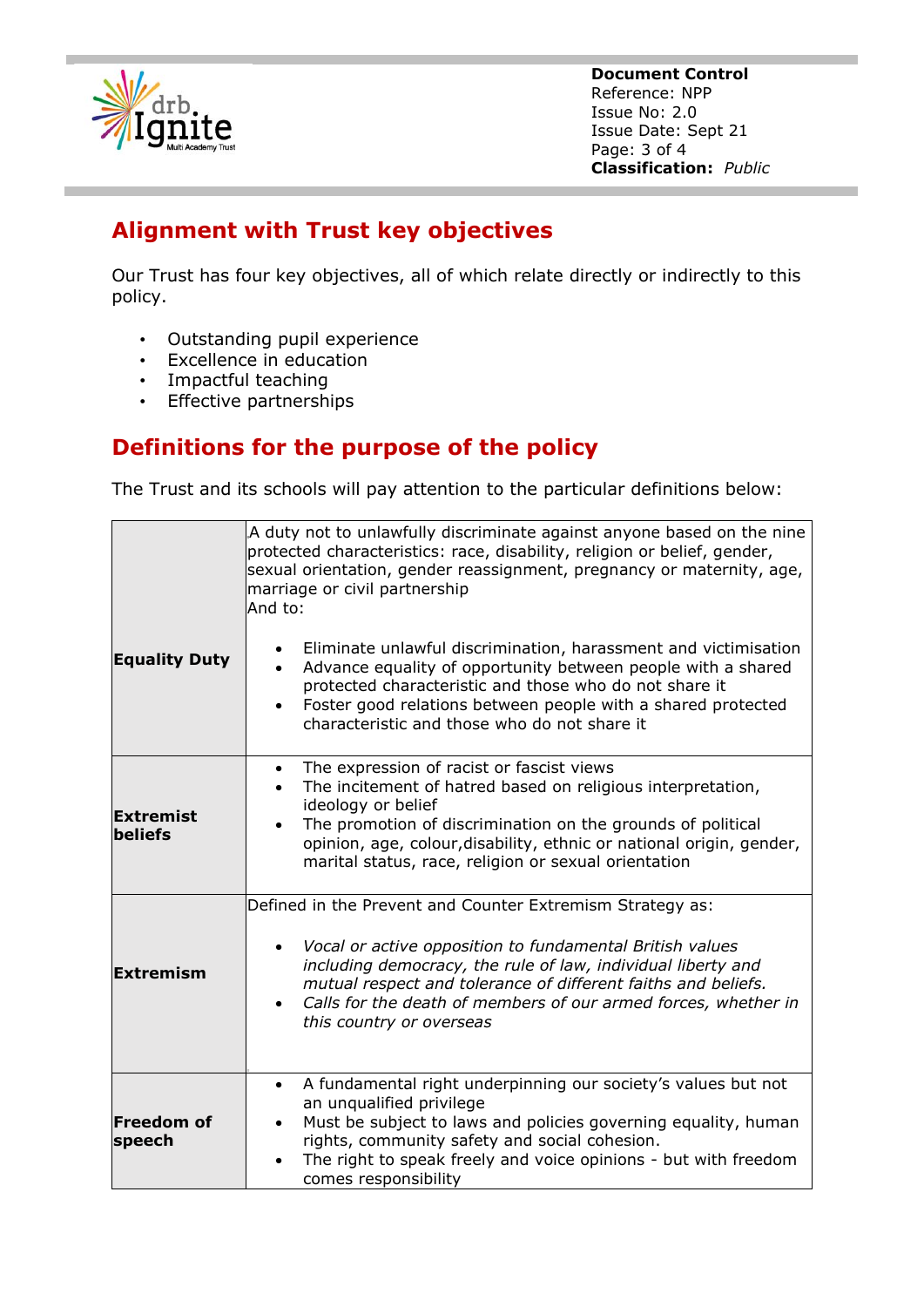## Alignment with Trust key objectives

Our Trust has four key objectives, all of which relate directly or indirectly to this policy.

- Outstanding pupil experience
- Excellence in education
- Impactful teaching
- Effective partnerships

## Definitions for the purpose of the policy

The Trust and its schools will pay attention to the particular definitions below:

| | |
|---|---|
| **Equality Duty** | A duty not to unlawfully discriminate against anyone based on the nine protected characteristics: race, disability, religion or belief, gender, sexual orientation, gender reassignment, pregnancy or maternity, age, marriage or civil partnership<br>And to:<br>• Eliminate unlawful discrimination, harassment and victimisation<br>• Advance equality of opportunity between people with a shared protected characteristic and those who do not share it<br>• Foster good relations between people with a shared protected characteristic and those who do not share it |
| **Extremist beliefs** | • The expression of racist or fascist views<br>• The incitement of hatred based on religious interpretation, ideology or belief<br>• The promotion of discrimination on the grounds of political opinion, age, colour,disability, ethnic or national origin, gender, marital status, race, religion or sexual orientation |
| **Extremism** | Defined in the Prevent and Counter Extremism Strategy as:<br>• *Vocal or active opposition to fundamental British values including democracy, the rule of law, individual liberty and mutual respect and tolerance of different faiths and beliefs.*<br>• *Calls for the death of members of our armed forces, whether in this country or overseas* |
| **Freedom of speech** | • A fundamental right underpinning our society's values but not an unqualified privilege<br>• Must be subject to laws and policies governing equality, human rights, community safety and social cohesion.<br>• The right to speak freely and voice opinions - but with freedom comes responsibility |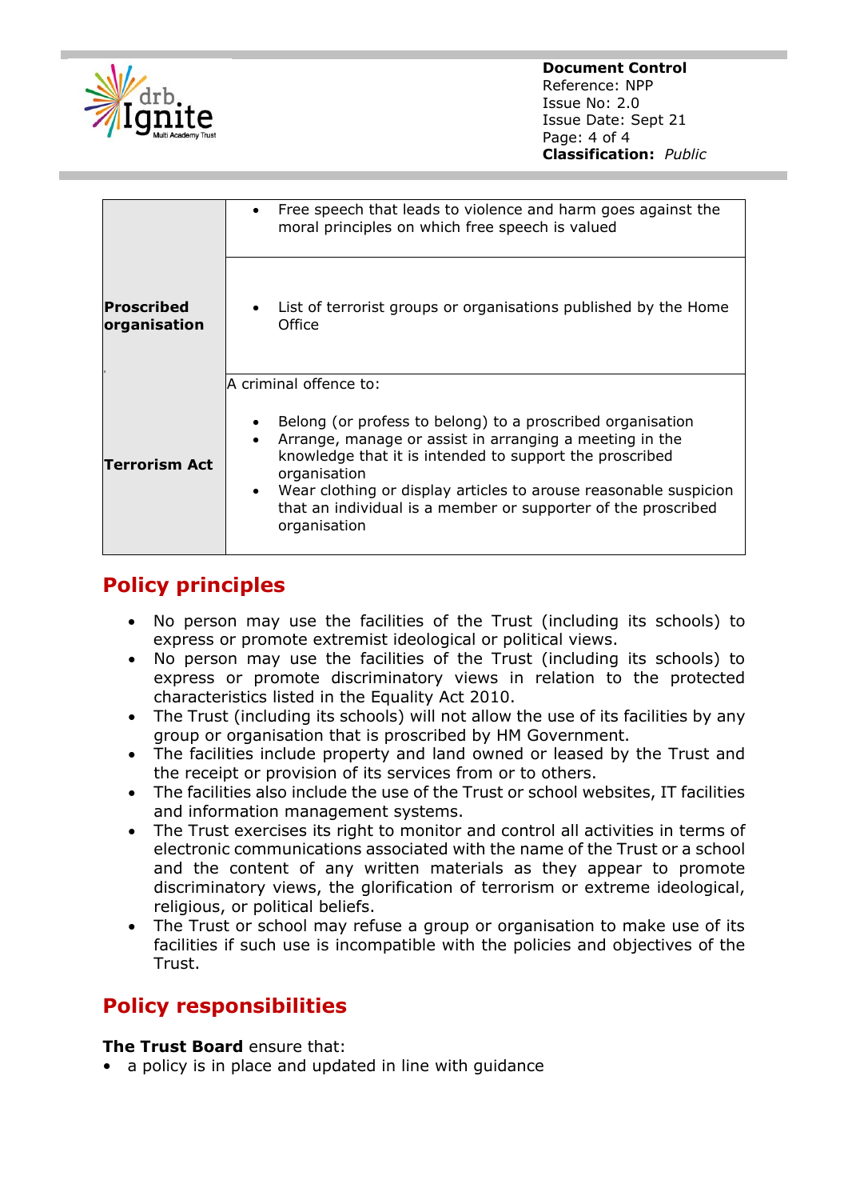| | |
|---|---|
| | • Free speech that leads to violence and harm goes against the moral principles on which free speech is valued |
| **Proscribed organisation** | • List of terrorist groups or organisations published by the Home Office |
| **Terrorism Act** | A criminal offence to:<br><br>• Belong (or profess to belong) to a proscribed organisation<br>• Arrange, manage or assist in arranging a meeting in the knowledge that it is intended to support the proscribed organisation<br>• Wear clothing or display articles to arouse reasonable suspicion that an individual is a member or supporter of the proscribed organisation |

## Policy principles

- No person may use the facilities of the Trust (including its schools) to express or promote extremist ideological or political views.
- No person may use the facilities of the Trust (including its schools) to express or promote discriminatory views in relation to the protected characteristics listed in the Equality Act 2010.
- The Trust (including its schools) will not allow the use of its facilities by any group or organisation that is proscribed by HM Government.
- The facilities include property and land owned or leased by the Trust and the receipt or provision of its services from or to others.
- The facilities also include the use of the Trust or school websites, IT facilities and information management systems.
- The Trust exercises its right to monitor and control all activities in terms of electronic communications associated with the name of the Trust or a school and the content of any written materials as they appear to promote discriminatory views, the glorification of terrorism or extreme ideological, religious, or political beliefs.
- The Trust or school may refuse a group or organisation to make use of its facilities if such use is incompatible with the policies and objectives of the Trust.

## Policy responsibilities

**The Trust Board** ensure that:

- a policy is in place and updated in line with guidance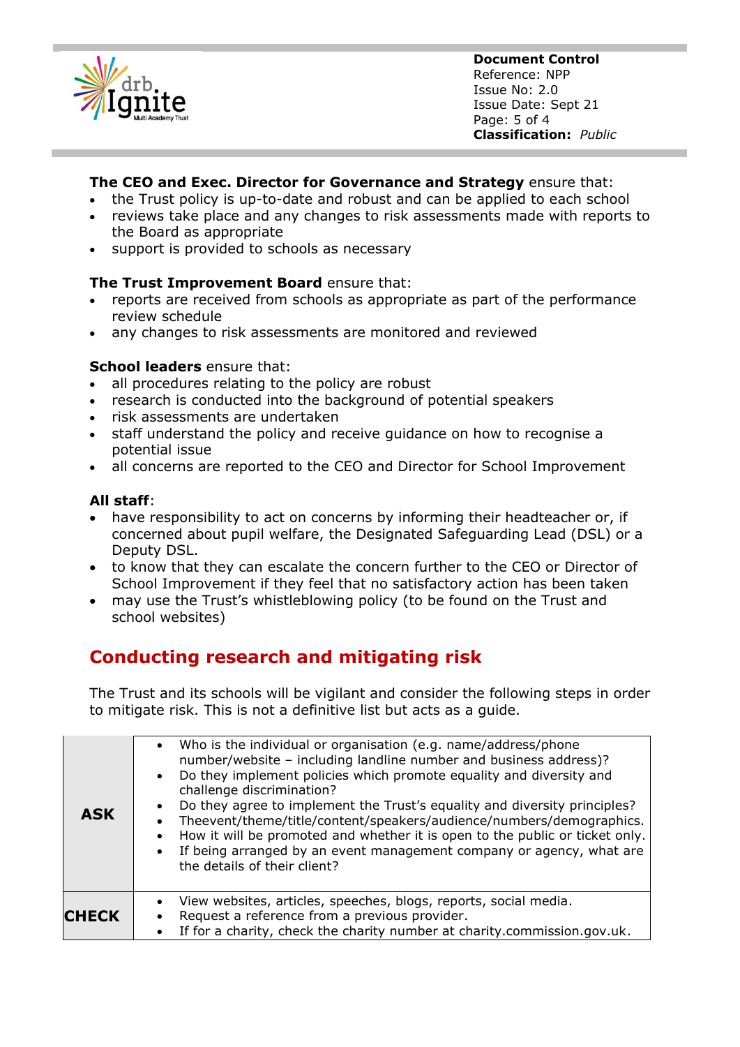**The CEO and Exec. Director for Governance and Strategy** ensure that:

- the Trust policy is up-to-date and robust and can be applied to each school
- reviews take place and any changes to risk assessments made with reports to the Board as appropriate
- support is provided to schools as necessary

**The Trust Improvement Board** ensure that:

- reports are received from schools as appropriate as part of the performance review schedule
- any changes to risk assessments are monitored and reviewed

**School leaders** ensure that:

- all procedures relating to the policy are robust
- research is conducted into the background of potential speakers
- risk assessments are undertaken
- staff understand the policy and receive guidance on how to recognise a potential issue
- all concerns are reported to the CEO and Director for School Improvement

**All staff**:

- have responsibility to act on concerns by informing their headteacher or, if concerned about pupil welfare, the Designated Safeguarding Lead (DSL) or a Deputy DSL.
- to know that they can escalate the concern further to the CEO or Director of School Improvement if they feel that no satisfactory action has been taken
- may use the Trust's whistleblowing policy (to be found on the Trust and school websites)

## Conducting research and mitigating risk

The Trust and its schools will be vigilant and consider the following steps in order to mitigate risk. This is not a definitive list but acts as a guide.

| | |
|---|---|
| **ASK** | • Who is the individual or organisation (e.g. name/address/phone number/website – including landline number and business address)?<br>• Do they implement policies which promote equality and diversity and challenge discrimination?<br>• Do they agree to implement the Trust's equality and diversity principles?<br>• Theevent/theme/title/content/speakers/audience/numbers/demographics.<br>• How it will be promoted and whether it is open to the public or ticket only.<br>• If being arranged by an event management company or agency, what are the details of their client? |
| **CHECK** | • View websites, articles, speeches, blogs, reports, social media.<br>• Request a reference from a previous provider.<br>• If for a charity, check the charity number at charity.commission.gov.uk. |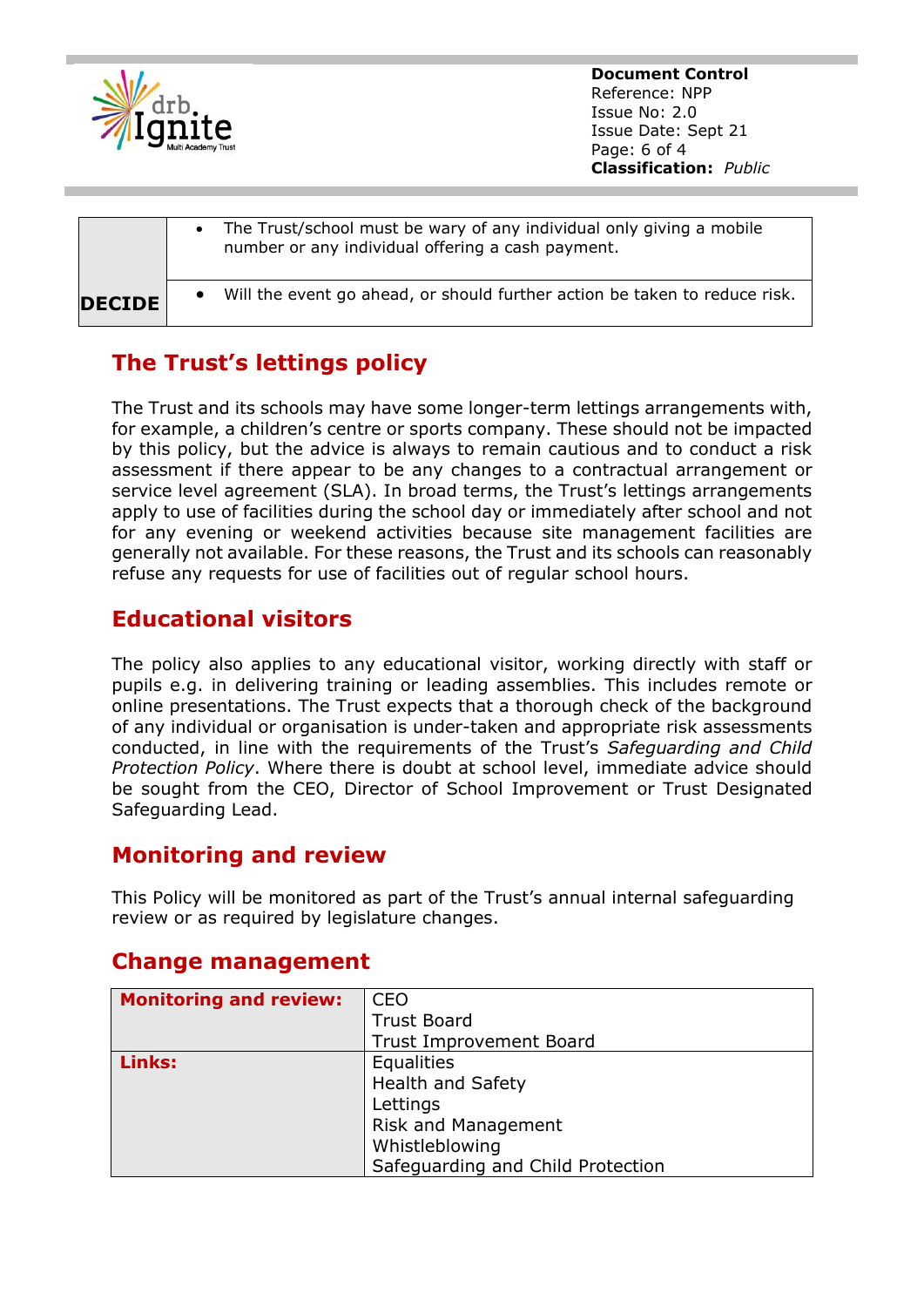|  |  |
|---|---|
|  | • The Trust/school must be wary of any individual only giving a mobile number or any individual offering a cash payment. |
| **DECIDE** | • Will the event go ahead, or should further action be taken to reduce risk. |

## The Trust's lettings policy

The Trust and its schools may have some longer-term lettings arrangements with, for example, a children's centre or sports company. These should not be impacted by this policy, but the advice is always to remain cautious and to conduct a risk assessment if there appear to be any changes to a contractual arrangement or service level agreement (SLA). In broad terms, the Trust's lettings arrangements apply to use of facilities during the school day or immediately after school and not for any evening or weekend activities because site management facilities are generally not available. For these reasons, the Trust and its schools can reasonably refuse any requests for use of facilities out of regular school hours.

## Educational visitors

The policy also applies to any educational visitor, working directly with staff or pupils e.g. in delivering training or leading assemblies. This includes remote or online presentations. The Trust expects that a thorough check of the background of any individual or organisation is under-taken and appropriate risk assessments conducted, in line with the requirements of the Trust's *Safeguarding and Child Protection Policy*. Where there is doubt at school level, immediate advice should be sought from the CEO, Director of School Improvement or Trust Designated Safeguarding Lead.

## Monitoring and review

This Policy will be monitored as part of the Trust's annual internal safeguarding review or as required by legislature changes.

## Change management

|  |  |
|---|---|
| **Monitoring and review:** | CEO<br>Trust Board<br>Trust Improvement Board |
| **Links:** | Equalities<br>Health and Safety<br>Lettings<br>Risk and Management<br>Whistleblowing<br>Safeguarding and Child Protection |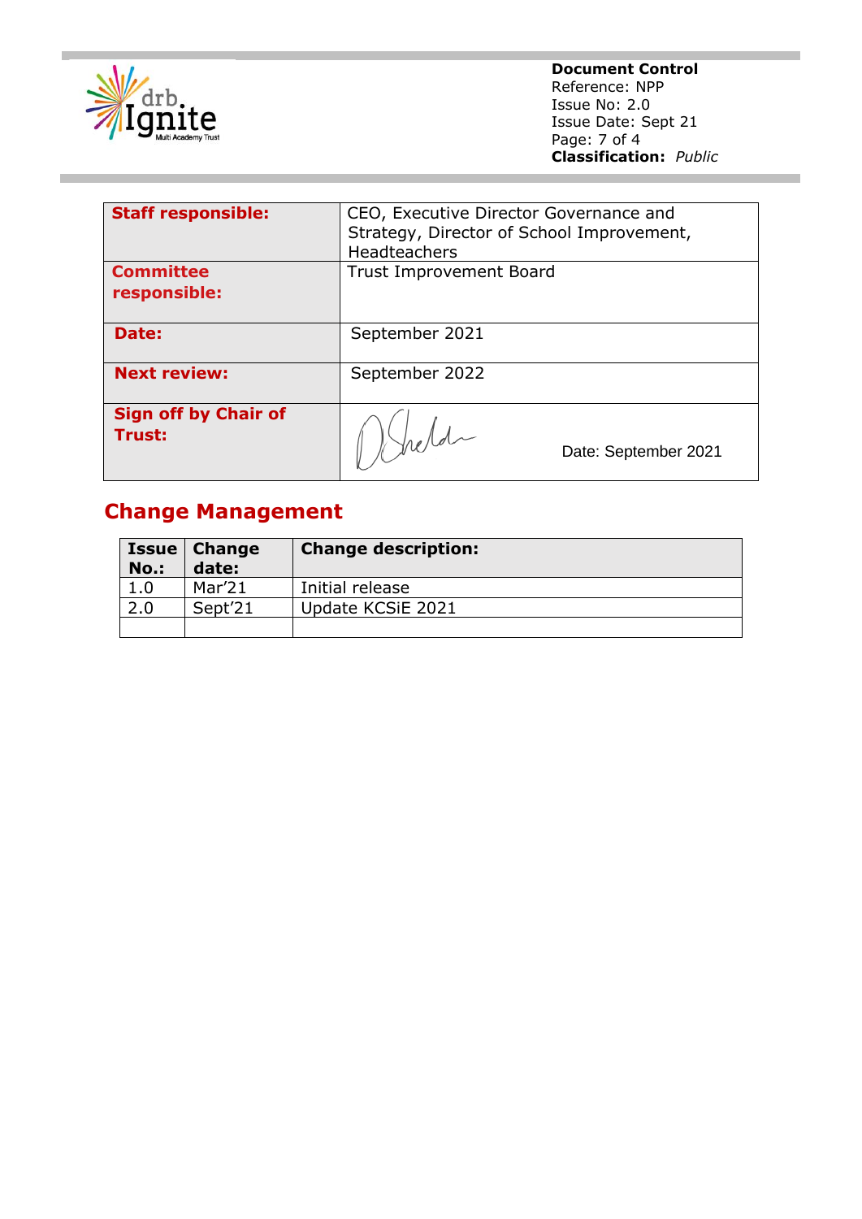| | |
|---|---|
| **Staff responsible:** | CEO, Executive Director Governance and Strategy, Director of School Improvement, Headteachers |
| **Committee responsible:** | Trust Improvement Board |
| **Date:** | September 2021 |
| **Next review:** | September 2022 |
| **Sign off by Chair of Trust:** | D Sheldon Date: September 2021 |

## Change Management

| Issue No.: | Change date: | Change description: |
|---|---|---|
| 1.0 | Mar'21 | Initial release |
| 2.0 | Sept'21 | Update KCSiE 2021 |
| | | |